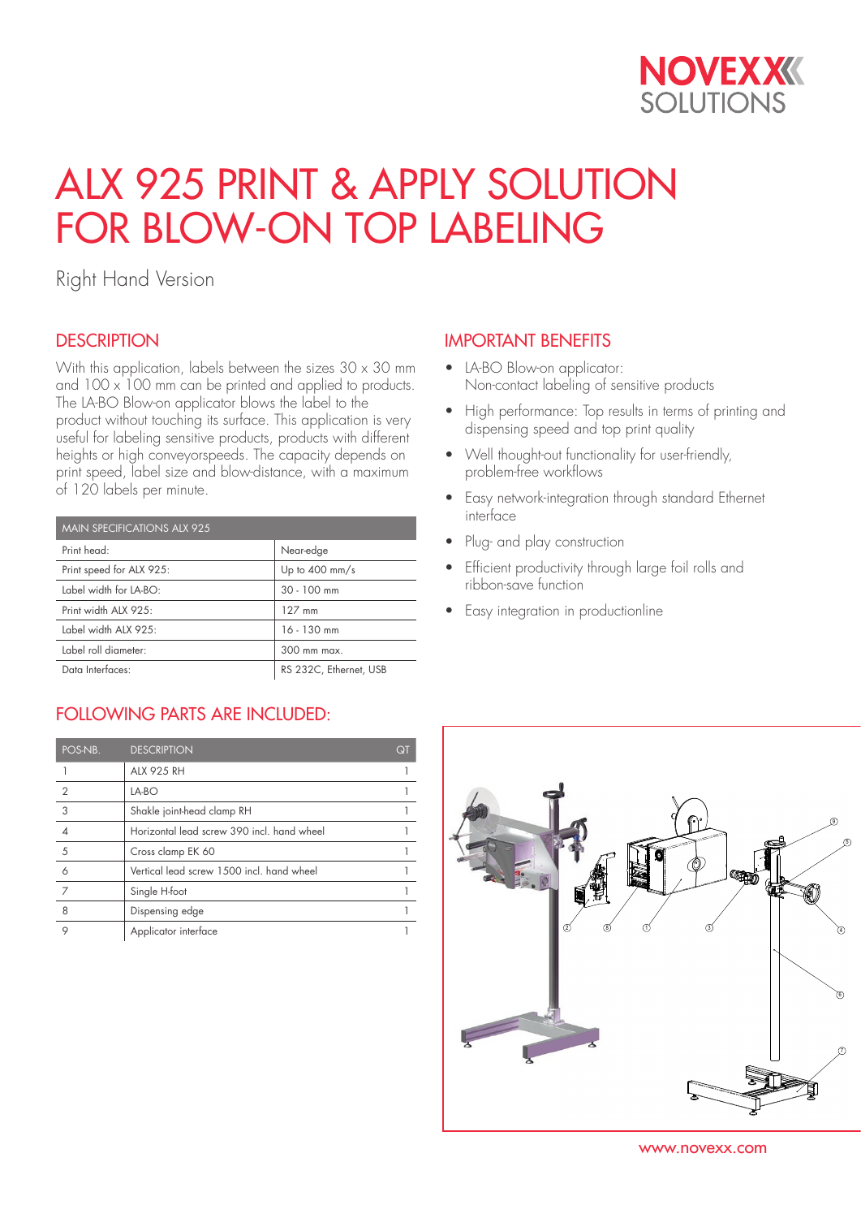# ALX 925 PRINT & APPLY SOLUTION FOR BLOW-ON TOP LABELING

Right Hand Version

## DESCRIPTION

With this application, labels between the sizes 30 x 30 mm and 100 x 100 mm can be printed and applied to products. The LA-BO Blow-on applicator blows the label to the product without touching its surface. This application is very useful for labeling sensitive products, products with different heights or high conveyorspeeds. The capacity depends on print speed, label size and blow-distance, with a maximum of 120 labels per minute.

| MAIN SPECIFICATIONS ALX 925 | |
|---|---|
| Print head: | Near-edge |
| Print speed for ALX 925: | Up to 400 mm/s |
| Label width for LA-BO: | 30 - 100 mm |
| Print width ALX 925: | 127 mm |
| Label width ALX 925: | 16 - 130 mm |
| Label roll diameter: | 300 mm max. |
| Data Interfaces: | RS 232C, Ethernet, USB |

## IMPORTANT BENEFITS

- LA-BO Blow-on applicator: Non-contact labeling of sensitive products
- High performance: Top results in terms of printing and dispensing speed and top print quality
- Well thought-out functionality for user-friendly, problem-free workflows
- Easy network-integration through standard Ethernet interface
- Plug- and play construction
- Efficient productivity through large foil rolls and ribbon-save function
- Easy integration in productionline

## FOLLOWING PARTS ARE INCLUDED:

| POS-NB. | DESCRIPTION | QT |
|---|---|---|
| 1 | ALX 925 RH | 1 |
| 2 | LA-BO | 1 |
| 3 | Shakle joint-head clamp RH | 1 |
| 4 | Horizontal lead screw 390 incl. hand wheel | 1 |
| 5 | Cross clamp EK 60 | 1 |
| 6 | Vertical lead screw 1500 incl. hand wheel | 1 |
| 7 | Single H-foot | 1 |
| 8 | Dispensing edge | 1 |
| 9 | Applicator interface | 1 |

www.novexx.com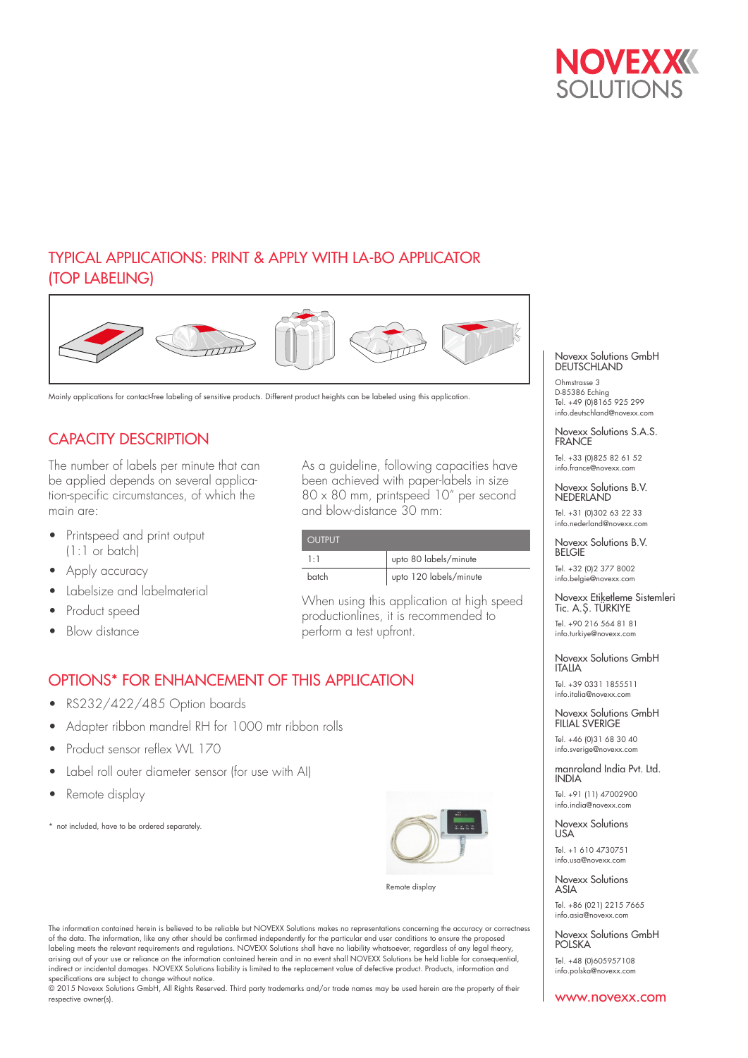# TYPICAL APPLICATIONS: PRINT & APPLY WITH LA-BO APPLICATOR (TOP LABELING)

Mainly applications for contact-free labeling of sensitive products. Different product heights can be labeled using this application.

## CAPACITY DESCRIPTION

The number of labels per minute that can be applied depends on several application-specific circumstances, of which the main are:

- Printspeed and print output (1:1 or batch)
- Apply accuracy
- Labelsize and labelmaterial
- Product speed
- Blow distance

As a guideline, following capacities have been achieved with paper-labels in size 80 x 80 mm, printspeed 10" per second and blow-distance 30 mm:

| OUTPUT | |
|---|---|
| 1:1 | upto 80 labels/minute |
| batch | upto 120 labels/minute |

When using this application at high speed productionlines, it is recommended to perform a test upfront.

## OPTIONS* FOR ENHANCEMENT OF THIS APPLICATION

- RS232/422/485 Option boards
- Adapter ribbon mandrel RH for 1000 mtr ribbon rolls
- Product sensor reflex WL 170
- Label roll outer diameter sensor (for use with AI)
- Remote display

\* not included, have to be ordered separately.

Remote display

The information contained herein is believed to be reliable but NOVEXX Solutions makes no representations concerning the accuracy or correctness of the data. The information, like any other should be confirmed independently for the particular end user conditions to ensure the proposed labeling meets the relevant requirements and regulations. NOVEXX Solutions shall have no liability whatsoever, regardless of any legal theory, arising out of your use or reliance on the information contained herein and in no event shall NOVEXX Solutions be held liable for consequential, indirect or incidental damages. NOVEXX Solutions liability is limited to the replacement value of defective product. Products, information and specifications are subject to change without notice.
© 2015 Novexx Solutions GmbH, All Rights Reserved. Third party trademarks and/or trade names may be used herein are the property of their respective owner(s).

Novexx Solutions GmbH
DEUTSCHLAND
Ohmstrasse 3
D-85386 Eching
Tel. +49 (0)8165 925 299
info.deutschland@novexx.com

Novexx Solutions S.A.S.
FRANCE
Tel. +33 (0)825 82 61 52
info.france@novexx.com

Novexx Solutions B.V.
NEDERLAND
Tel. +31 (0)302 63 22 33
info.nederland@novexx.com

Novexx Solutions B.V.
BELGIE
Tel. +32 (0)2 377 8002
info.belgie@novexx.com

Novexx Etiketleme Sistemleri Tic. A.Ş. TÜRKIYE
Tel. +90 216 564 81 81
info.turkiye@novexx.com

Novexx Solutions GmbH
ITALIA
Tel. +39 0331 1855511
info.italia@novexx.com

Novexx Solutions GmbH
FILIAL SVERIGE
Tel. +46 (0)31 68 30 40
info.sverige@novexx.com

manroland India Pvt. Ltd.
INDIA
Tel. +91 (11) 47002900
info.india@novexx.com

Novexx Solutions
USA
Tel. +1 610 4730751
info.usa@novexx.com

Novexx Solutions
ASIA
Tel. +86 (021) 2215 7665
info.asia@novexx.com

Novexx Solutions GmbH
POLSKA
Tel. +48 (0)605957108
info.polska@novexx.com

www.novexx.com